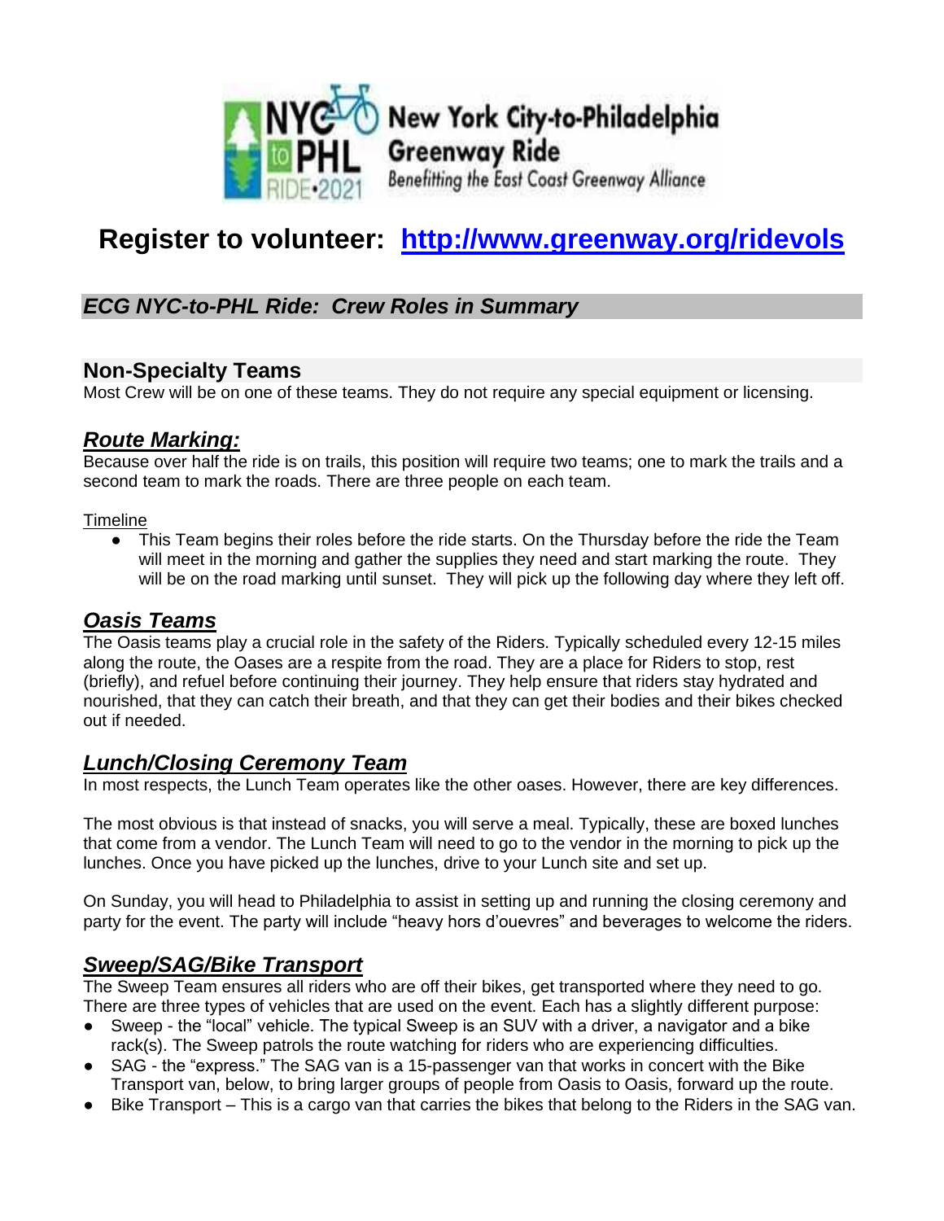New York City-to-Philadelphia Greenway Ride

Benefitting the East Coast Greenway Alliance

NYC to PHL RIDE•2021

# Register to volunteer: [http://www.greenway.org/ridevols](http://www.greenway.org/ridevols)

## *ECG NYC-to-PHL Ride: Crew Roles in Summary*

### Non-Specialty Teams

Most Crew will be on one of these teams. They do not require any special equipment or licensing.

### ***Route Marking:***

Because over half the ride is on trails, this position will require two teams; one to mark the trails and a second team to mark the roads. There are three people on each team.

Timeline

- This Team begins their roles before the ride starts. On the Thursday before the ride the Team will meet in the morning and gather the supplies they need and start marking the route. They will be on the road marking until sunset. They will pick up the following day where they left off.

### ***Oasis Teams***

The Oasis teams play a crucial role in the safety of the Riders. Typically scheduled every 12-15 miles along the route, the Oases are a respite from the road. They are a place for Riders to stop, rest (briefly), and refuel before continuing their journey. They help ensure that riders stay hydrated and nourished, that they can catch their breath, and that they can get their bodies and their bikes checked out if needed.

### ***Lunch/Closing Ceremony Team***

In most respects, the Lunch Team operates like the other oases. However, there are key differences.

The most obvious is that instead of snacks, you will serve a meal. Typically, these are boxed lunches that come from a vendor. The Lunch Team will need to go to the vendor in the morning to pick up the lunches. Once you have picked up the lunches, drive to your Lunch site and set up.

On Sunday, you will head to Philadelphia to assist in setting up and running the closing ceremony and party for the event. The party will include "heavy hors d'ouevres" and beverages to welcome the riders.

### ***Sweep/SAG/Bike Transport***

The Sweep Team ensures all riders who are off their bikes, get transported where they need to go. There are three types of vehicles that are used on the event. Each has a slightly different purpose:

- Sweep - the "local" vehicle. The typical Sweep is an SUV with a driver, a navigator and a bike rack(s). The Sweep patrols the route watching for riders who are experiencing difficulties.
- SAG - the "express." The SAG van is a 15-passenger van that works in concert with the Bike Transport van, below, to bring larger groups of people from Oasis to Oasis, forward up the route.
- Bike Transport – This is a cargo van that carries the bikes that belong to the Riders in the SAG van.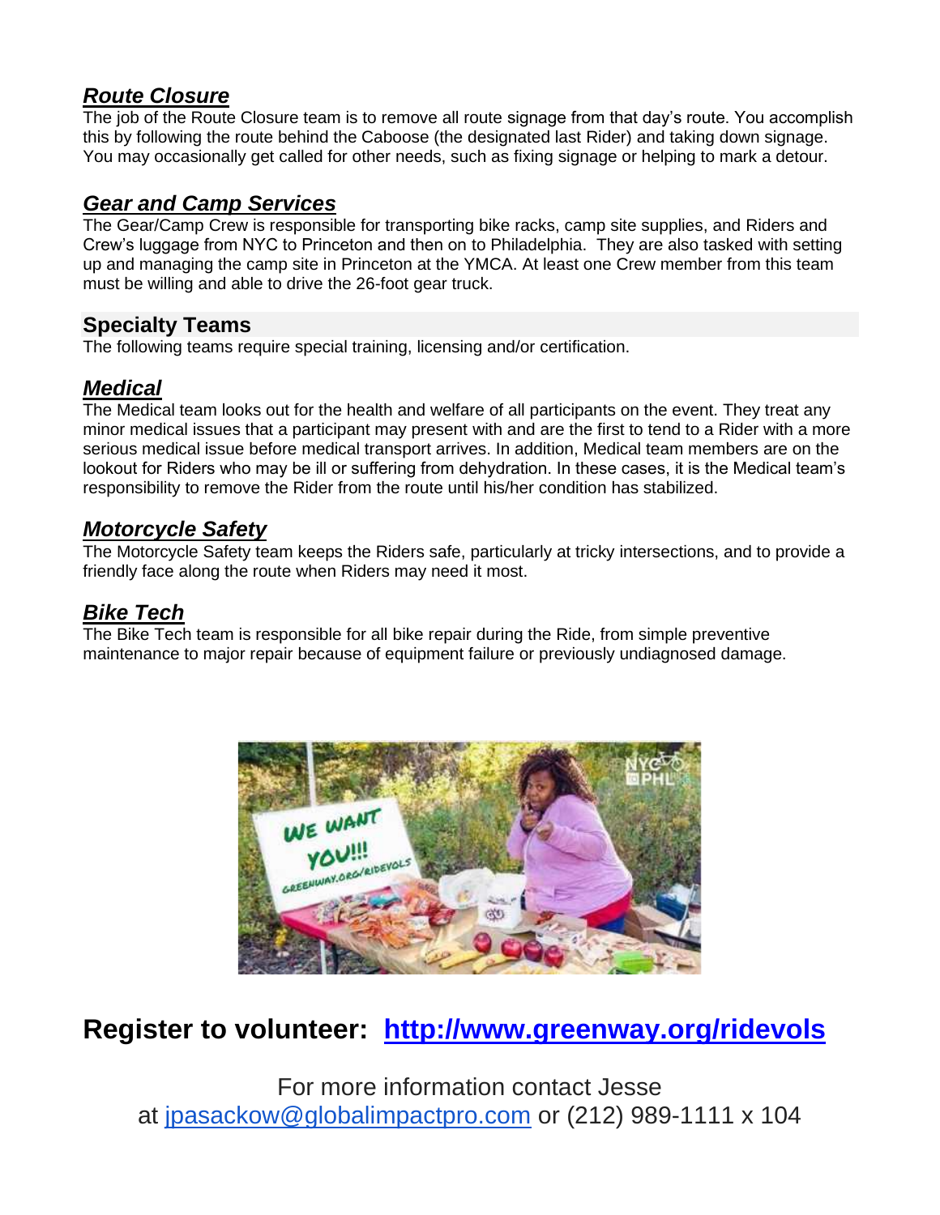### ***Route Closure***

The job of the Route Closure team is to remove all route signage from that day's route. You accomplish this by following the route behind the Caboose (the designated last Rider) and taking down signage. You may occasionally get called for other needs, such as fixing signage or helping to mark a detour.

### ***Gear and Camp Services***

The Gear/Camp Crew is responsible for transporting bike racks, camp site supplies, and Riders and Crew's luggage from NYC to Princeton and then on to Philadelphia. They are also tasked with setting up and managing the camp site in Princeton at the YMCA. At least one Crew member from this team must be willing and able to drive the 26-foot gear truck.

## Specialty Teams

The following teams require special training, licensing and/or certification.

### ***Medical***

The Medical team looks out for the health and welfare of all participants on the event. They treat any minor medical issues that a participant may present with and are the first to tend to a Rider with a more serious medical issue before medical transport arrives. In addition, Medical team members are on the lookout for Riders who may be ill or suffering from dehydration. In these cases, it is the Medical team's responsibility to remove the Rider from the route until his/her condition has stabilized.

### ***Motorcycle Safety***

The Motorcycle Safety team keeps the Riders safe, particularly at tricky intersections, and to provide a friendly face along the route when Riders may need it most.

### ***Bike Tech***

The Bike Tech team is responsible for all bike repair during the Ride, from simple preventive maintenance to major repair because of equipment failure or previously undiagnosed damage.

## Register to volunteer: [http://www.greenway.org/ridevols](http://www.greenway.org/ridevols)

For more information contact Jesse at [jpasackow@globalimpactpro.com](mailto:jpasackow@globalimpactpro.com) or (212) 989-1111 x 104